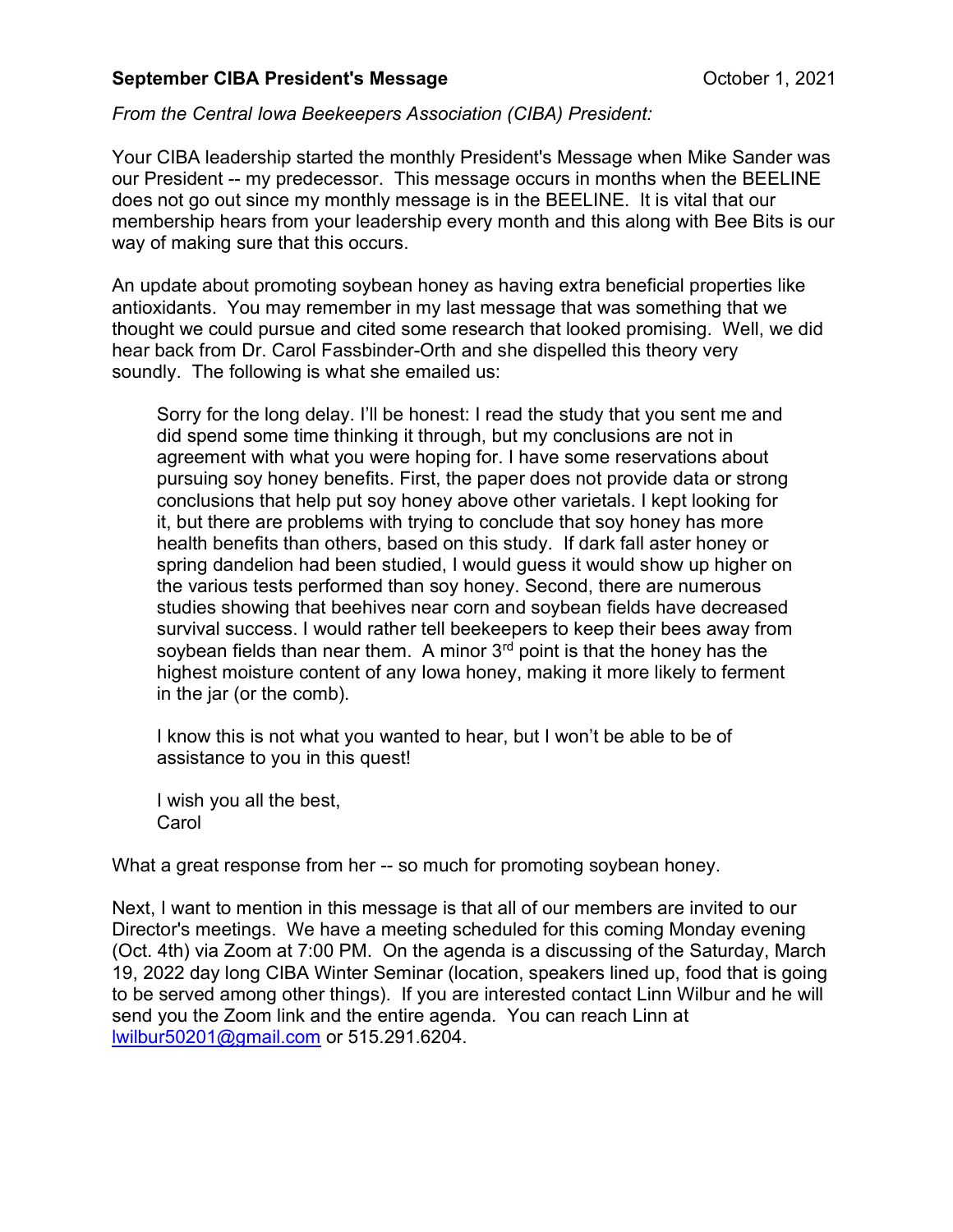**September CIBA President's Message** October 1, 2021

*From the Central Iowa Beekeepers Association (CIBA) President:*

Your CIBA leadership started the monthly President's Message when Mike Sander was our President -- my predecessor. This message occurs in months when the BEELINE does not go out since my monthly message is in the BEELINE. It is vital that our membership hears from your leadership every month and this along with Bee Bits is our way of making sure that this occurs.

An update about promoting soybean honey as having extra beneficial properties like antioxidants. You may remember in my last message that was something that we thought we could pursue and cited some research that looked promising. Well, we did hear back from Dr. Carol Fassbinder-Orth and she dispelled this theory very soundly. The following is what she emailed us:

> Sorry for the long delay. I'll be honest: I read the study that you sent me and did spend some time thinking it through, but my conclusions are not in agreement with what you were hoping for. I have some reservations about pursuing soy honey benefits. First, the paper does not provide data or strong conclusions that help put soy honey above other varietals. I kept looking for it, but there are problems with trying to conclude that soy honey has more health benefits than others, based on this study. If dark fall aster honey or spring dandelion had been studied, I would guess it would show up higher on the various tests performed than soy honey. Second, there are numerous studies showing that beehives near corn and soybean fields have decreased survival success. I would rather tell beekeepers to keep their bees away from soybean fields than near them. A minor 3rd point is that the honey has the highest moisture content of any Iowa honey, making it more likely to ferment in the jar (or the comb).
>
> I know this is not what you wanted to hear, but I won't be able to be of assistance to you in this quest!
>
> I wish you all the best,
> Carol

What a great response from her -- so much for promoting soybean honey.

Next, I want to mention in this message is that all of our members are invited to our Director's meetings. We have a meeting scheduled for this coming Monday evening (Oct. 4th) via Zoom at 7:00 PM. On the agenda is a discussing of the Saturday, March 19, 2022 day long CIBA Winter Seminar (location, speakers lined up, food that is going to be served among other things). If you are interested contact Linn Wilbur and he will send you the Zoom link and the entire agenda. You can reach Linn at lwilbur50201@gmail.com or 515.291.6204.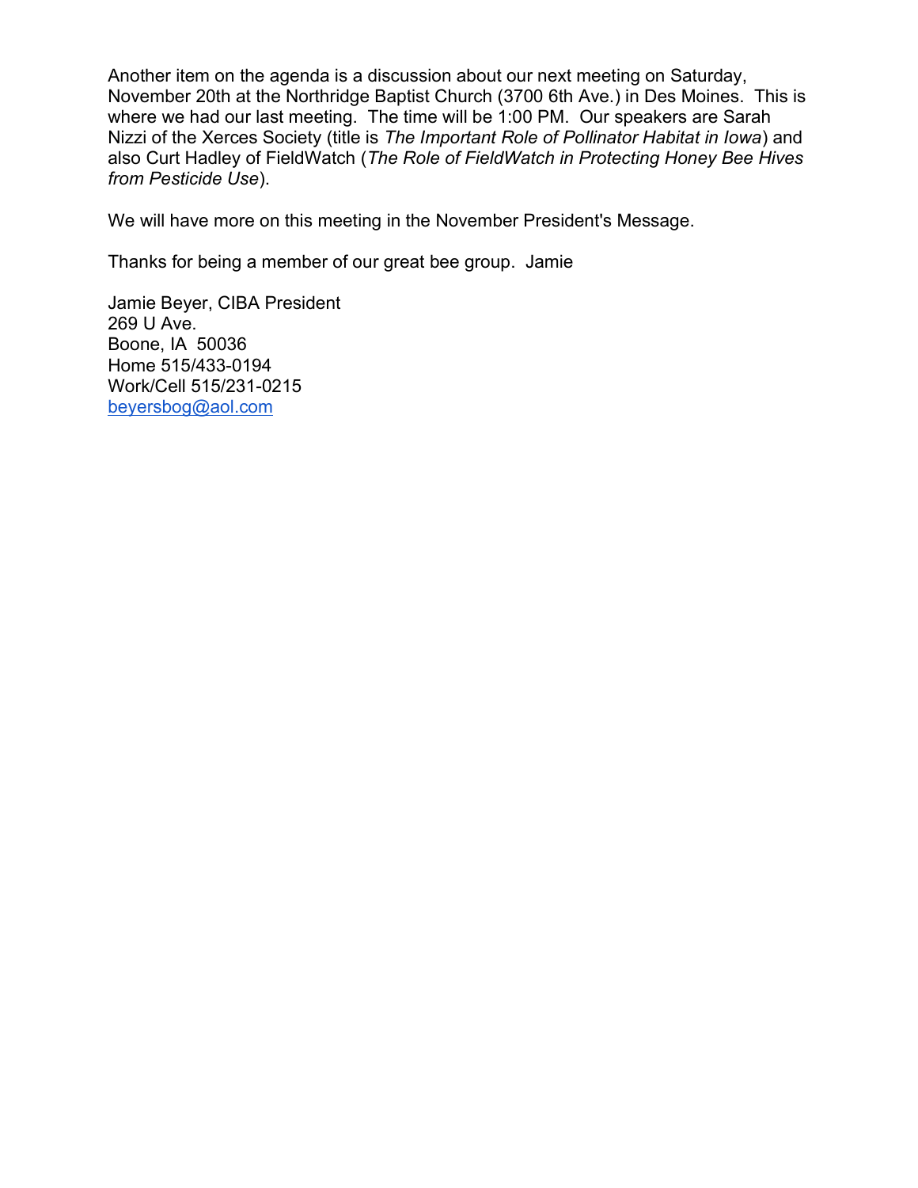Another item on the agenda is a discussion about our next meeting on Saturday, November 20th at the Northridge Baptist Church (3700 6th Ave.) in Des Moines. This is where we had our last meeting. The time will be 1:00 PM. Our speakers are Sarah Nizzi of the Xerces Society (title is *The Important Role of Pollinator Habitat in Iowa*) and also Curt Hadley of FieldWatch (*The Role of FieldWatch in Protecting Honey Bee Hives from Pesticide Use*).

We will have more on this meeting in the November President's Message.

Thanks for being a member of our great bee group. Jamie

Jamie Beyer, CIBA President  
269 U Ave.  
Boone, IA 50036  
Home 515/433-0194  
Work/Cell 515/231-0215  
beyersbog@aol.com